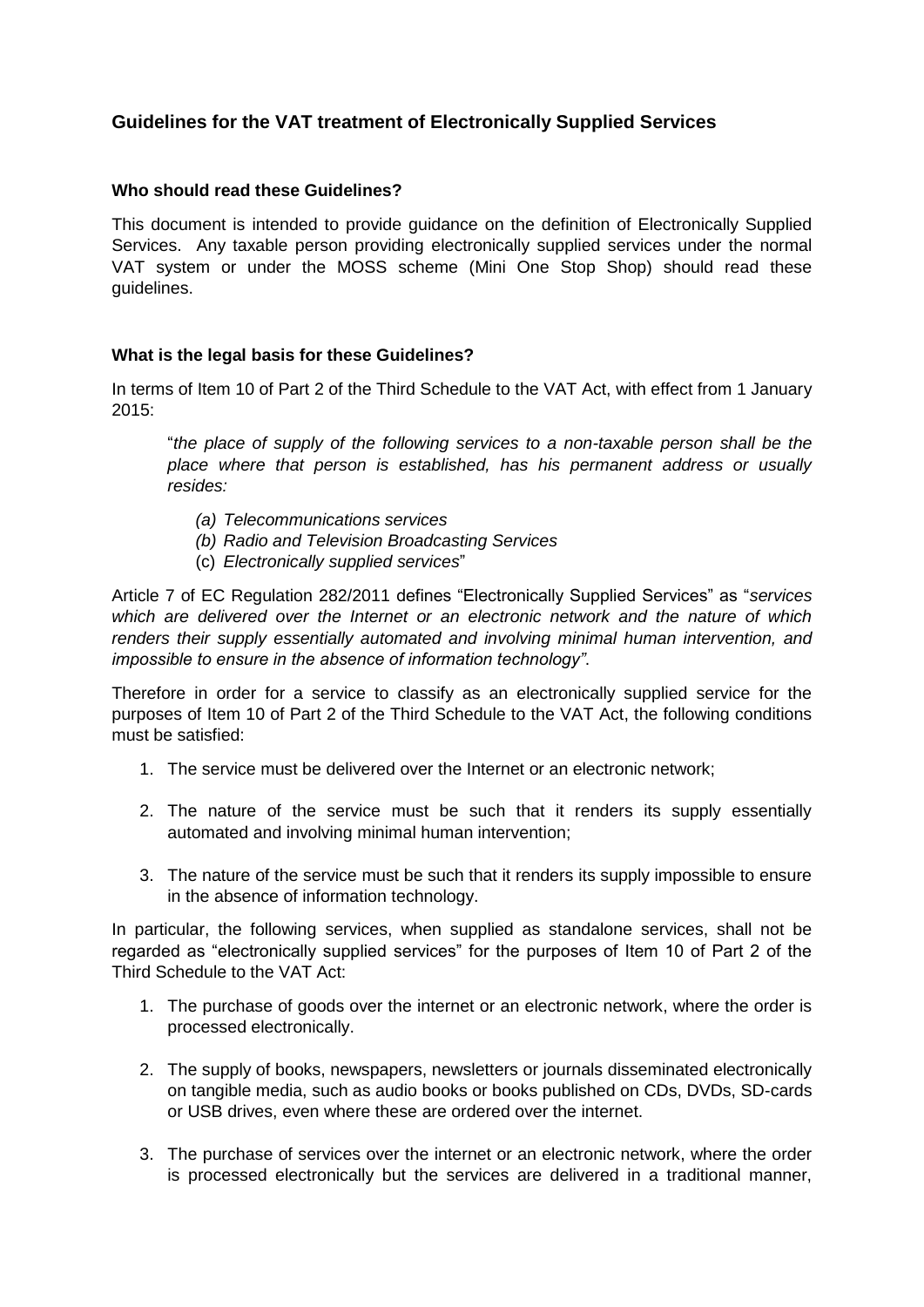## Guidelines for the VAT treatment of Electronically Supplied Services

### Who should read these Guidelines?

This document is intended to provide guidance on the definition of Electronically Supplied Services. Any taxable person providing electronically supplied services under the normal VAT system or under the MOSS scheme (Mini One Stop Shop) should read these guidelines.

### What is the legal basis for these Guidelines?

In terms of Item 10 of Part 2 of the Third Schedule to the VAT Act, with effect from 1 January 2015:

> "*the place of supply of the following services to a non-taxable person shall be the place where that person is established, has his permanent address or usually resides:*
>
> *(a) Telecommunications services*
> *(b) Radio and Television Broadcasting Services*
> (c) *Electronically supplied services*"

Article 7 of EC Regulation 282/2011 defines "Electronically Supplied Services" as "*services which are delivered over the Internet or an electronic network and the nature of which renders their supply essentially automated and involving minimal human intervention, and impossible to ensure in the absence of information technology"*.

Therefore in order for a service to classify as an electronically supplied service for the purposes of Item 10 of Part 2 of the Third Schedule to the VAT Act, the following conditions must be satisfied:

1. The service must be delivered over the Internet or an electronic network;
2. The nature of the service must be such that it renders its supply essentially automated and involving minimal human intervention;
3. The nature of the service must be such that it renders its supply impossible to ensure in the absence of information technology.

In particular, the following services, when supplied as standalone services, shall not be regarded as "electronically supplied services" for the purposes of Item 10 of Part 2 of the Third Schedule to the VAT Act:

1. The purchase of goods over the internet or an electronic network, where the order is processed electronically.
2. The supply of books, newspapers, newsletters or journals disseminated electronically on tangible media, such as audio books or books published on CDs, DVDs, SD-cards or USB drives, even where these are ordered over the internet.
3. The purchase of services over the internet or an electronic network, where the order is processed electronically but the services are delivered in a traditional manner,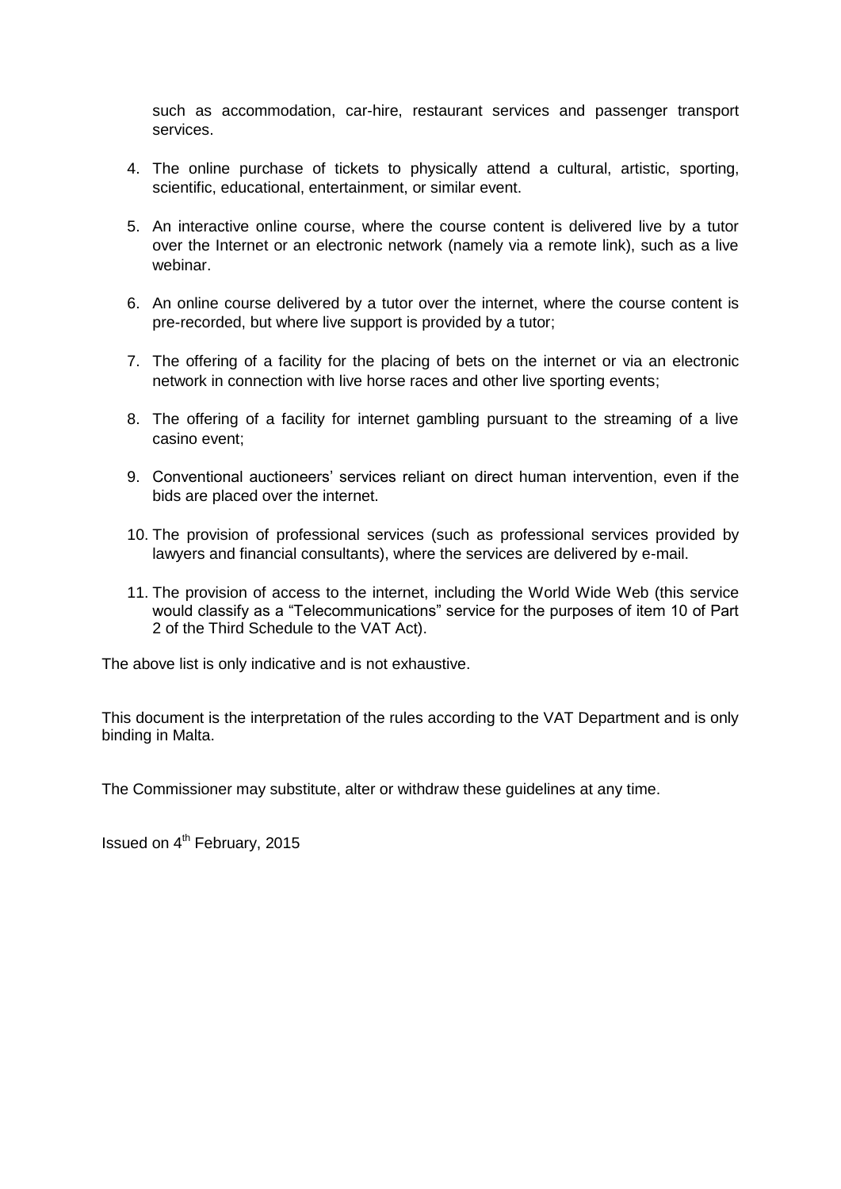such as accommodation, car-hire, restaurant services and passenger transport services.

4. The online purchase of tickets to physically attend a cultural, artistic, sporting, scientific, educational, entertainment, or similar event.

5. An interactive online course, where the course content is delivered live by a tutor over the Internet or an electronic network (namely via a remote link), such as a live webinar.

6. An online course delivered by a tutor over the internet, where the course content is pre-recorded, but where live support is provided by a tutor;

7. The offering of a facility for the placing of bets on the internet or via an electronic network in connection with live horse races and other live sporting events;

8. The offering of a facility for internet gambling pursuant to the streaming of a live casino event;

9. Conventional auctioneers' services reliant on direct human intervention, even if the bids are placed over the internet.

10. The provision of professional services (such as professional services provided by lawyers and financial consultants), where the services are delivered by e-mail.

11. The provision of access to the internet, including the World Wide Web (this service would classify as a "Telecommunications" service for the purposes of item 10 of Part 2 of the Third Schedule to the VAT Act).

The above list is only indicative and is not exhaustive.

This document is the interpretation of the rules according to the VAT Department and is only binding in Malta.

The Commissioner may substitute, alter or withdraw these guidelines at any time.

Issued on 4th February, 2015